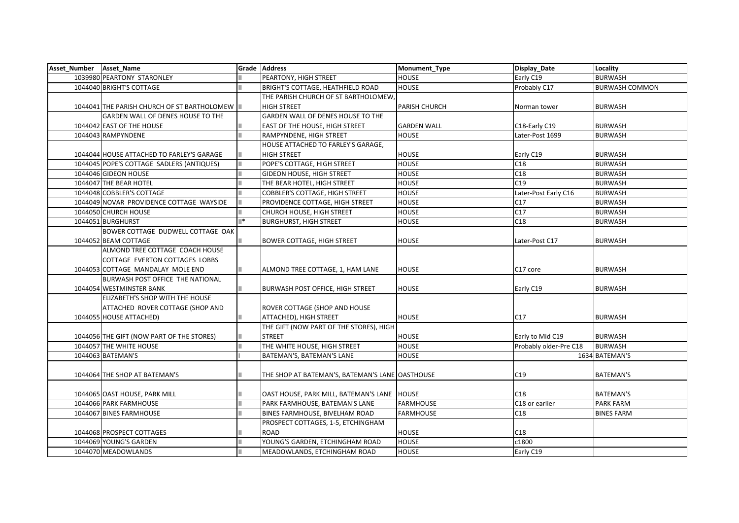| Asset_Number | Asset_Name | Grade | Address | Monument_Type | Display_Date | Locality |
|---|---|---|---|---|---|---|
| 1039980 | PEARTONY STARONLEY | II | PEARTONY, HIGH STREET | HOUSE | Early C19 | BURWASH |
| 1044040 | BRIGHT'S COTTAGE | II | BRIGHT'S COTTAGE, HEATHFIELD ROAD | HOUSE | Probably C17 | BURWASH COMMON |
| 1044041 | THE PARISH CHURCH OF ST BARTHOLOMEW | II | THE PARISH CHURCH OF ST BARTHOLOMEW, HIGH STREET | PARISH CHURCH | Norman tower | BURWASH |
| 1044042 | GARDEN WALL OF DENES HOUSE TO THE EAST OF THE HOUSE | II | GARDEN WALL OF DENES HOUSE TO THE EAST OF THE HOUSE, HIGH STREET | GARDEN WALL | C18-Early C19 | BURWASH |
| 1044043 | RAMPYNDENE | II | RAMPYNDENE, HIGH STREET | HOUSE | Later-Post 1699 | BURWASH |
| 1044044 | HOUSE ATTACHED TO FARLEY'S GARAGE | II | HOUSE ATTACHED TO FARLEY'S GARAGE, HIGH STREET | HOUSE | Early C19 | BURWASH |
| 1044045 | POPE'S COTTAGE SADLERS (ANTIQUES) | II | POPE'S COTTAGE, HIGH STREET | HOUSE | C18 | BURWASH |
| 1044046 | GIDEON HOUSE | II | GIDEON HOUSE, HIGH STREET | HOUSE | C18 | BURWASH |
| 1044047 | THE BEAR HOTEL | II | THE BEAR HOTEL, HIGH STREET | HOUSE | C19 | BURWASH |
| 1044048 | COBBLER'S COTTAGE | II | COBBLER'S COTTAGE, HIGH STREET | HOUSE | Later-Post Early C16 | BURWASH |
| 1044049 | NOVAR PROVIDENCE COTTAGE WAYSIDE | II | PROVIDENCE COTTAGE, HIGH STREET | HOUSE | C17 | BURWASH |
| 1044050 | CHURCH HOUSE | II | CHURCH HOUSE, HIGH STREET | HOUSE | C17 | BURWASH |
| 1044051 | BURGHURST | II* | BURGHURST, HIGH STREET | HOUSE | C18 | BURWASH |
| 1044052 | BOWER COTTAGE DUDWELL COTTAGE OAK BEAM COTTAGE | II | BOWER COTTAGE, HIGH STREET | HOUSE | Later-Post C17 | BURWASH |
| 1044053 | ALMOND TREE COTTAGE COACH HOUSE COTTAGE EVERTON COTTAGES LOBBS COTTAGE MANDALAY MOLE END | II | ALMOND TREE COTTAGE, 1, HAM LANE | HOUSE | C17 core | BURWASH |
| 1044054 | BURWASH POST OFFICE THE NATIONAL WESTMINSTER BANK | II | BURWASH POST OFFICE, HIGH STREET | HOUSE | Early C19 | BURWASH |
| 1044055 | ELIZABETH'S SHOP WITH THE HOUSE ATTACHED ROVER COTTAGE (SHOP AND HOUSE ATTACHED) | II | ROVER COTTAGE (SHOP AND HOUSE ATTACHED), HIGH STREET | HOUSE | C17 | BURWASH |
| 1044056 | THE GIFT (NOW PART OF THE STORES) | II | THE GIFT (NOW PART OF THE STORES), HIGH STREET | HOUSE | Early to Mid C19 | BURWASH |
| 1044057 | THE WHITE HOUSE | II | THE WHITE HOUSE, HIGH STREET | HOUSE | Probably older-Pre C18 | BURWASH |
| 1044063 | BATEMAN'S | I | BATEMAN'S, BATEMAN'S LANE | HOUSE | 1634 | BATEMAN'S |
| 1044064 | THE SHOP AT BATEMAN'S | II | THE SHOP AT BATEMAN'S, BATEMAN'S LANE | OASTHOUSE | C19 | BATEMAN'S |
| 1044065 | OAST HOUSE, PARK MILL | II | OAST HOUSE, PARK MILL, BATEMAN'S LANE | HOUSE | C18 | BATEMAN'S |
| 1044066 | PARK FARMHOUSE | II | PARK FARMHOUSE, BATEMAN'S LANE | FARMHOUSE | C18 or earlier | PARK FARM |
| 1044067 | BINES FARMHOUSE | II | BINES FARMHOUSE, BIVELHAM ROAD | FARMHOUSE | C18 | BINES FARM |
| 1044068 | PROSPECT COTTAGES | II | PROSPECT COTTAGES, 1-5, ETCHINGHAM ROAD | HOUSE | C18 | |
| 1044069 | YOUNG'S GARDEN | II | YOUNG'S GARDEN, ETCHINGHAM ROAD | HOUSE | c1800 | |
| 1044070 | MEADOWLANDS | II | MEADOWLANDS, ETCHINGHAM ROAD | HOUSE | Early C19 | |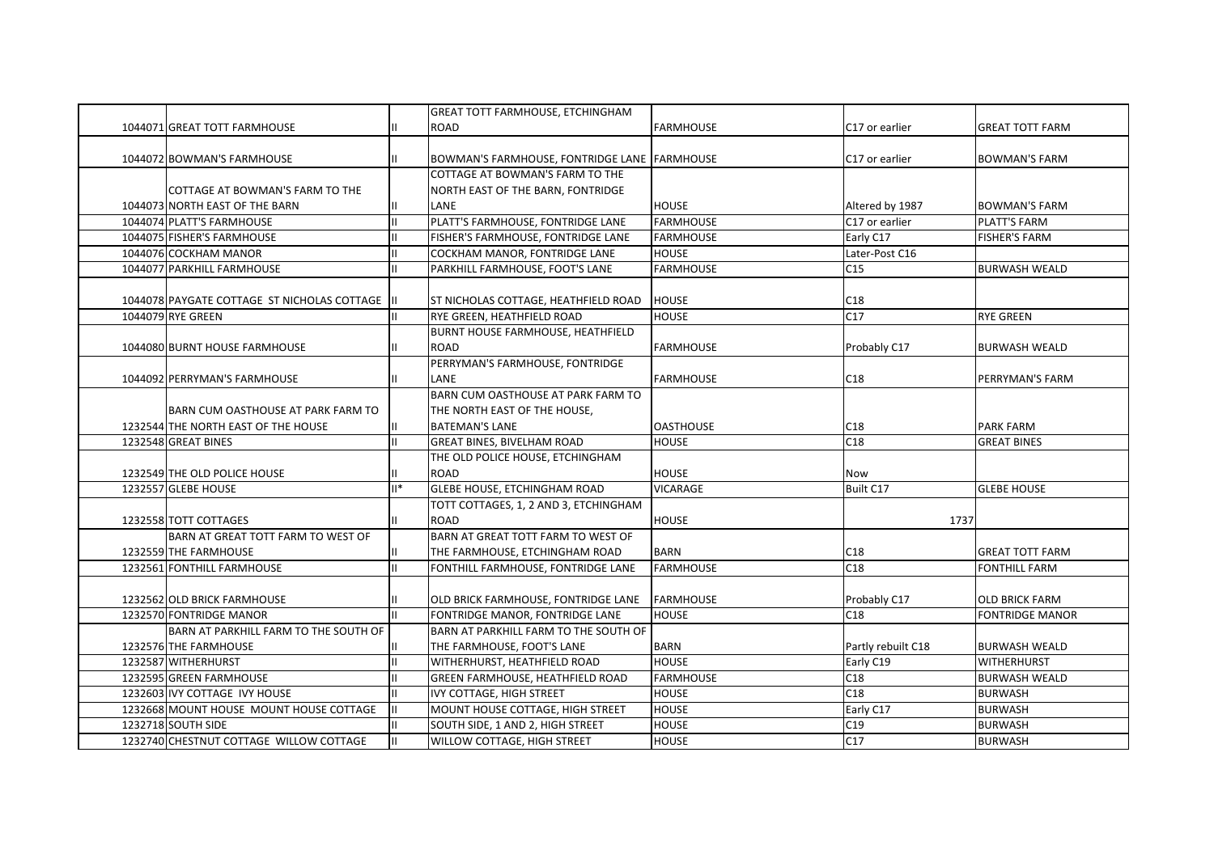| | | | | | | |
|---|---|---|---|---|---|---|
| 1044071 | GREAT TOTT FARMHOUSE | II | GREAT TOTT FARMHOUSE, ETCHINGHAM ROAD | FARMHOUSE | C17 or earlier | GREAT TOTT FARM |
| 1044072 | BOWMAN'S FARMHOUSE | II | BOWMAN'S FARMHOUSE, FONTRIDGE LANE | FARMHOUSE | C17 or earlier | BOWMAN'S FARM |
| 1044073 | COTTAGE AT BOWMAN'S FARM TO THE NORTH EAST OF THE BARN | II | COTTAGE AT BOWMAN'S FARM TO THE NORTH EAST OF THE BARN, FONTRIDGE LANE | HOUSE | Altered by 1987 | BOWMAN'S FARM |
| 1044074 | PLATT'S FARMHOUSE | II | PLATT'S FARMHOUSE, FONTRIDGE LANE | FARMHOUSE | C17 or earlier | PLATT'S FARM |
| 1044075 | FISHER'S FARMHOUSE | II | FISHER'S FARMHOUSE, FONTRIDGE LANE | FARMHOUSE | Early C17 | FISHER'S FARM |
| 1044076 | COCKHAM MANOR | II | COCKHAM MANOR, FONTRIDGE LANE | HOUSE | Later-Post C16 | |
| 1044077 | PARKHILL FARMHOUSE | II | PARKHILL FARMHOUSE, FOOT'S LANE | FARMHOUSE | C15 | BURWASH WEALD |
| 1044078 | PAYGATE COTTAGE ST NICHOLAS COTTAGE | II | ST NICHOLAS COTTAGE, HEATHFIELD ROAD | HOUSE | C18 | |
| 1044079 | RYE GREEN | II | RYE GREEN, HEATHFIELD ROAD | HOUSE | C17 | RYE GREEN |
| 1044080 | BURNT HOUSE FARMHOUSE | II | BURNT HOUSE FARMHOUSE, HEATHFIELD ROAD | FARMHOUSE | Probably C17 | BURWASH WEALD |
| 1044092 | PERRYMAN'S FARMHOUSE | II | PERRYMAN'S FARMHOUSE, FONTRIDGE LANE | FARMHOUSE | C18 | PERRYMAN'S FARM |
| 1232544 | BARN CUM OASTHOUSE AT PARK FARM TO THE NORTH EAST OF THE HOUSE | II | BARN CUM OASTHOUSE AT PARK FARM TO THE NORTH EAST OF THE HOUSE, BATEMAN'S LANE | OASTHOUSE | C18 | PARK FARM |
| 1232548 | GREAT BINES | II | GREAT BINES, BIVELHAM ROAD | HOUSE | C18 | GREAT BINES |
| 1232549 | THE OLD POLICE HOUSE | II | THE OLD POLICE HOUSE, ETCHINGHAM ROAD | HOUSE | Now | |
| 1232557 | GLEBE HOUSE | II* | GLEBE HOUSE, ETCHINGHAM ROAD | VICARAGE | Built C17 | GLEBE HOUSE |
| 1232558 | TOTT COTTAGES | II | TOTT COTTAGES, 1, 2 AND 3, ETCHINGHAM ROAD | HOUSE | 1737 | |
| 1232559 | BARN AT GREAT TOTT FARM TO WEST OF THE FARMHOUSE | II | BARN AT GREAT TOTT FARM TO WEST OF THE FARMHOUSE, ETCHINGHAM ROAD | BARN | C18 | GREAT TOTT FARM |
| 1232561 | FONTHILL FARMHOUSE | II | FONTHILL FARMHOUSE, FONTRIDGE LANE | FARMHOUSE | C18 | FONTHILL FARM |
| 1232562 | OLD BRICK FARMHOUSE | II | OLD BRICK FARMHOUSE, FONTRIDGE LANE | FARMHOUSE | Probably C17 | OLD BRICK FARM |
| 1232570 | FONTRIDGE MANOR | II | FONTRIDGE MANOR, FONTRIDGE LANE | HOUSE | C18 | FONTRIDGE MANOR |
| 1232576 | BARN AT PARKHILL FARM TO THE SOUTH OF THE FARMHOUSE | II | BARN AT PARKHILL FARM TO THE SOUTH OF THE FARMHOUSE, FOOT'S LANE | BARN | Partly rebuilt C18 | BURWASH WEALD |
| 1232587 | WITHERHURST | II | WITHERHURST, HEATHFIELD ROAD | HOUSE | Early C19 | WITHERHURST |
| 1232595 | GREEN FARMHOUSE | II | GREEN FARMHOUSE, HEATHFIELD ROAD | FARMHOUSE | C18 | BURWASH WEALD |
| 1232603 | IVY COTTAGE IVY HOUSE | II | IVY COTTAGE, HIGH STREET | HOUSE | C18 | BURWASH |
| 1232668 | MOUNT HOUSE MOUNT HOUSE COTTAGE | II | MOUNT HOUSE COTTAGE, HIGH STREET | HOUSE | Early C17 | BURWASH |
| 1232718 | SOUTH SIDE | II | SOUTH SIDE, 1 AND 2, HIGH STREET | HOUSE | C19 | BURWASH |
| 1232740 | CHESTNUT COTTAGE WILLOW COTTAGE | II | WILLOW COTTAGE, HIGH STREET | HOUSE | C17 | BURWASH |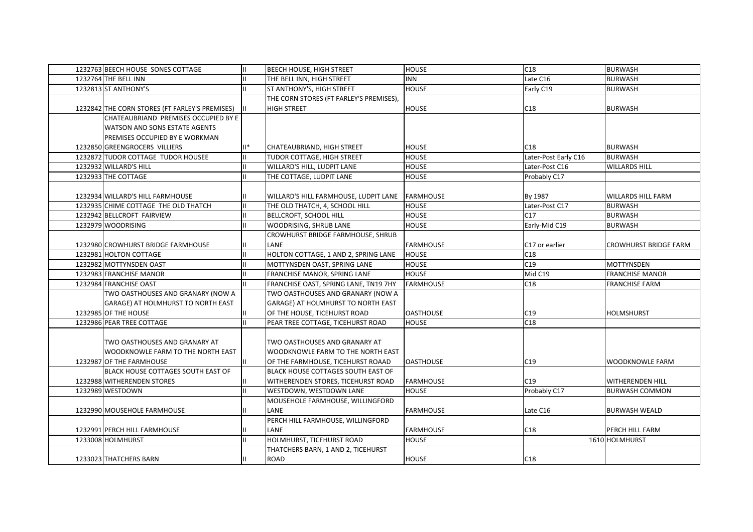| | | | | | | |
|---|---|---|---|---|---|---|
| 1232763 | BEECH HOUSE SONES COTTAGE | II | BEECH HOUSE, HIGH STREET | HOUSE | C18 | BURWASH |
| 1232764 | THE BELL INN | II | THE BELL INN, HIGH STREET | INN | Late C16 | BURWASH |
| 1232813 | ST ANTHONY'S | II | ST ANTHONY'S, HIGH STREET | HOUSE | Early C19 | BURWASH |
| 1232842 | THE CORN STORES (FT FARLEY'S PREMISES) | II | THE CORN STORES (FT FARLEY'S PREMISES), HIGH STREET | HOUSE | C18 | BURWASH |
| 1232850 | CHATEAUBRIAND PREMISES OCCUPIED BY E WATSON AND SONS ESTATE AGENTS PREMISES OCCUPIED BY E WORKMAN GREENGROCERS VILLIERS | II* | CHATEAUBRIAND, HIGH STREET | HOUSE | C18 | BURWASH |
| 1232872 | TUDOR COTTAGE TUDOR HOUSEE | II | TUDOR COTTAGE, HIGH STREET | HOUSE | Later-Post Early C16 | BURWASH |
| 1232932 | WILLARD'S HILL | II | WILLARD'S HILL, LUDPIT LANE | HOUSE | Later-Post C16 | WILLARDS HILL |
| 1232933 | THE COTTAGE | II | THE COTTAGE, LUDPIT LANE | HOUSE | Probably C17 | |
| 1232934 | WILLARD'S HILL FARMHOUSE | II | WILLARD'S HILL FARMHOUSE, LUDPIT LANE | FARMHOUSE | By 1987 | WILLARDS HILL FARM |
| 1232935 | CHIME COTTAGE THE OLD THATCH | II | THE OLD THATCH, 4, SCHOOL HILL | HOUSE | Later-Post C17 | BURWASH |
| 1232942 | BELLCROFT FAIRVIEW | II | BELLCROFT, SCHOOL HILL | HOUSE | C17 | BURWASH |
| 1232979 | WOODRISING | II | WOODRISING, SHRUB LANE | HOUSE | Early-Mid C19 | BURWASH |
| 1232980 | CROWHURST BRIDGE FARMHOUSE | II | CROWHURST BRIDGE FARMHOUSE, SHRUB LANE | FARMHOUSE | C17 or earlier | CROWHURST BRIDGE FARM |
| 1232981 | HOLTON COTTAGE | II | HOLTON COTTAGE, 1 AND 2, SPRING LANE | HOUSE | C18 | |
| 1232982 | MOTTYNSDEN OAST | II | MOTTYNSDEN OAST, SPRING LANE | HOUSE | C19 | MOTTYNSDEN |
| 1232983 | FRANCHISE MANOR | II | FRANCHISE MANOR, SPRING LANE | HOUSE | Mid C19 | FRANCHISE MANOR |
| 1232984 | FRANCHISE OAST | II | FRANCHISE OAST, SPRING LANE, TN19 7HY | FARMHOUSE | C18 | FRANCHISE FARM |
| 1232985 | TWO OASTHOUSES AND GRANARY (NOW A GARAGE) AT HOLMHURST TO NORTH EAST OF THE HOUSE | II | TWO OASTHOUSES AND GRANARY (NOW A GARAGE) AT HOLMHURST TO NORTH EAST OF THE HOUSE, TICEHURST ROAD | OASTHOUSE | C19 | HOLMSHURST |
| 1232986 | PEAR TREE COTTAGE | II | PEAR TREE COTTAGE, TICEHURST ROAD | HOUSE | C18 | |
| 1232987 | TWO OASTHOUSES AND GRANARY AT WOODKNOWLE FARM TO THE NORTH EAST OF THE FARMHOUSE | II | TWO OASTHOUSES AND GRANARY AT WOODKNOWLE FARM TO THE NORTH EAST OF THE FARMHOUSE, TICEHURST ROAAD | OASTHOUSE | C19 | WOODKNOWLE FARM |
| 1232988 | BLACK HOUSE COTTAGES SOUTH EAST OF WITHERENDEN STORES | II | BLACK HOUSE COTTAGES SOUTH EAST OF WITHERENDEN STORES, TICEHURST ROAD | FARMHOUSE | C19 | WITHERENDEN HILL |
| 1232989 | WESTDOWN | II | WESTDOWN, WESTDOWN LANE | HOUSE | Probably C17 | BURWASH COMMON |
| 1232990 | MOUSEHOLE FARMHOUSE | II | MOUSEHOLE FARMHOUSE, WILLINGFORD LANE | FARMHOUSE | Late C16 | BURWASH WEALD |
| 1232991 | PERCH HILL FARMHOUSE | II | PERCH HILL FARMHOUSE, WILLINGFORD LANE | FARMHOUSE | C18 | PERCH HILL FARM |
| 1233008 | HOLMHURST | II | HOLMHURST, TICEHURST ROAD | HOUSE | 1610 | HOLMHURST |
| 1233023 | THATCHERS BARN | II | THATCHERS BARN, 1 AND 2, TICEHURST ROAD | HOUSE | C18 | |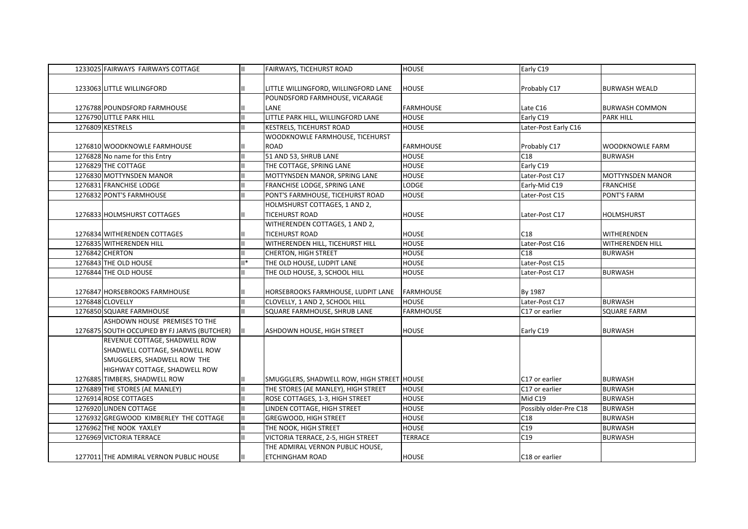| | | | | | | |
|---|---|---|---|---|---|---|
| 1233025 | FAIRWAYS FAIRWAYS COTTAGE | II | FAIRWAYS, TICEHURST ROAD | HOUSE | Early C19 | |
| 1233063 | LITTLE WILLINGFORD | II | LITTLE WILLINGFORD, WILLINGFORD LANE | HOUSE | Probably C17 | BURWASH WEALD |
| 1276788 | POUNDSFORD FARMHOUSE | II | POUNDSFORD FARMHOUSE, VICARAGE LANE | FARMHOUSE | Late C16 | BURWASH COMMON |
| 1276790 | LITTLE PARK HILL | II | LITTLE PARK HILL, WILLINGFORD LANE | HOUSE | Early C19 | PARK HILL |
| 1276809 | KESTRELS | II | KESTRELS, TICEHURST ROAD | HOUSE | Later-Post Early C16 | |
| 1276810 | WOODKNOWLE FARMHOUSE | II | WOODKNOWLE FARMHOUSE, TICEHURST ROAD | FARMHOUSE | Probably C17 | WOODKNOWLE FARM |
| 1276828 | No name for this Entry | II | 51 AND 53, SHRUB LANE | HOUSE | C18 | BURWASH |
| 1276829 | THE COTTAGE | II | THE COTTAGE, SPRING LANE | HOUSE | Early C19 | |
| 1276830 | MOTTYNSDEN MANOR | II | MOTTYNSDEN MANOR, SPRING LANE | HOUSE | Later-Post C17 | MOTTYNSDEN MANOR |
| 1276831 | FRANCHISE LODGE | II | FRANCHISE LODGE, SPRING LANE | LODGE | Early-Mid C19 | FRANCHISE |
| 1276832 | PONT'S FARMHOUSE | II | PONT'S FARMHOUSE, TICEHURST ROAD | HOUSE | Later-Post C15 | PONT'S FARM |
| 1276833 | HOLMSHURST COTTAGES | II | HOLMSHURST COTTAGES, 1 AND 2, TICEHURST ROAD | HOUSE | Later-Post C17 | HOLMSHURST |
| 1276834 | WITHERENDEN COTTAGES | II | WITHERENDEN COTTAGES, 1 AND 2, TICEHURST ROAD | HOUSE | C18 | WITHERENDEN |
| 1276835 | WITHERENDEN HILL | II | WITHERENDEN HILL, TICEHURST HILL | HOUSE | Later-Post C16 | WITHERENDEN HILL |
| 1276842 | CHERTON | II | CHERTON, HIGH STREET | HOUSE | C18 | BURWASH |
| 1276843 | THE OLD HOUSE | II* | THE OLD HOUSE, LUDPIT LANE | HOUSE | Later-Post C15 | |
| 1276844 | THE OLD HOUSE | II | THE OLD HOUSE, 3, SCHOOL HILL | HOUSE | Later-Post C17 | BURWASH |
| 1276847 | HORSEBROOKS FARMHOUSE | II | HORSEBROOKS FARMHOUSE, LUDPIT LANE | FARMHOUSE | By 1987 | |
| 1276848 | CLOVELLY | II | CLOVELLY, 1 AND 2, SCHOOL HILL | HOUSE | Later-Post C17 | BURWASH |
| 1276850 | SQUARE FARMHOUSE | II | SQUARE FARMHOUSE, SHRUB LANE | FARMHOUSE | C17 or earlier | SQUARE FARM |
| 1276875 | ASHDOWN HOUSE PREMISES TO THE SOUTH OCCUPIED BY FJ JARVIS (BUTCHER) | II | ASHDOWN HOUSE, HIGH STREET | HOUSE | Early C19 | BURWASH |
| 1276885 | REVENUE COTTAGE, SHADWELL ROW SHADWELL COTTAGE, SHADWELL ROW SMUGGLERS, SHADWELL ROW THE HIGHWAY COTTAGE, SHADWELL ROW TIMBERS, SHADWELL ROW | II | SMUGGLERS, SHADWELL ROW, HIGH STREET | HOUSE | C17 or earlier | BURWASH |
| 1276889 | THE STORES (AE MANLEY) | II | THE STORES (AE MANLEY), HIGH STREET | HOUSE | C17 or earlier | BURWASH |
| 1276914 | ROSE COTTAGES | II | ROSE COTTAGES, 1-3, HIGH STREET | HOUSE | Mid C19 | BURWASH |
| 1276920 | LINDEN COTTAGE | II | LINDEN COTTAGE, HIGH STREET | HOUSE | Possibly older-Pre C18 | BURWASH |
| 1276932 | GREGWOOD KIMBERLEY THE COTTAGE | II | GREGWOOD, HIGH STREET | HOUSE | C18 | BURWASH |
| 1276962 | THE NOOK YAXLEY | II | THE NOOK, HIGH STREET | HOUSE | C19 | BURWASH |
| 1276969 | VICTORIA TERRACE | II | VICTORIA TERRACE, 2-5, HIGH STREET | TERRACE | C19 | BURWASH |
| 1277011 | THE ADMIRAL VERNON PUBLIC HOUSE | II | THE ADMIRAL VERNON PUBLIC HOUSE, ETCHINGHAM ROAD | HOUSE | C18 or earlier | |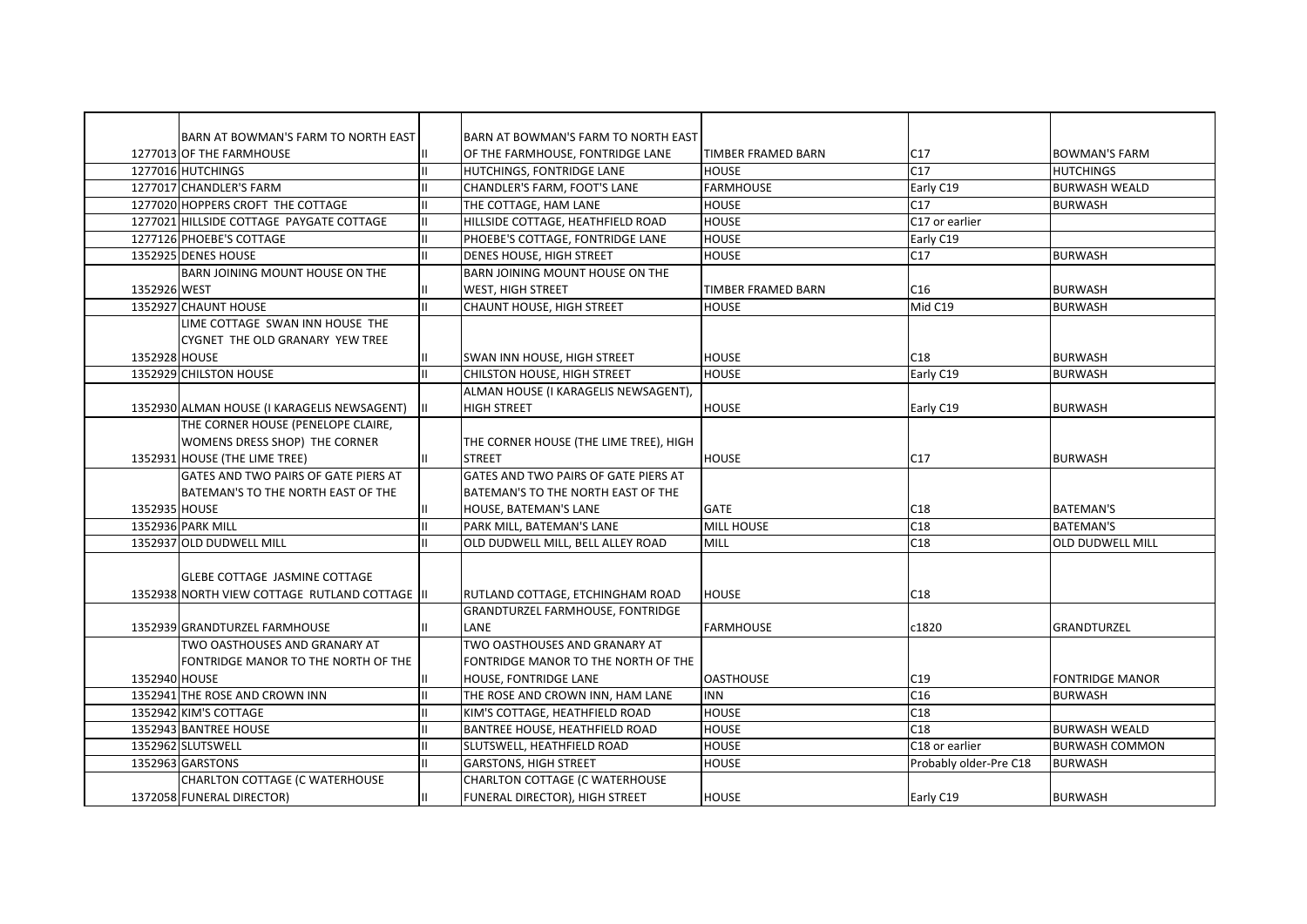| | | | | | | |
|---|---|---|---|---|---|---|
| 1277013 | BARN AT BOWMAN'S FARM TO NORTH EAST OF THE FARMHOUSE | II | BARN AT BOWMAN'S FARM TO NORTH EAST OF THE FARMHOUSE, FONTRIDGE LANE | TIMBER FRAMED BARN | C17 | BOWMAN'S FARM |
| 1277016 | HUTCHINGS | II | HUTCHINGS, FONTRIDGE LANE | HOUSE | C17 | HUTCHINGS |
| 1277017 | CHANDLER'S FARM | II | CHANDLER'S FARM, FOOT'S LANE | FARMHOUSE | Early C19 | BURWASH WEALD |
| 1277020 | HOPPERS CROFT THE COTTAGE | II | THE COTTAGE, HAM LANE | HOUSE | C17 | BURWASH |
| 1277021 | HILLSIDE COTTAGE PAYGATE COTTAGE | II | HILLSIDE COTTAGE, HEATHFIELD ROAD | HOUSE | C17 or earlier | |
| 1277126 | PHOEBE'S COTTAGE | II | PHOEBE'S COTTAGE, FONTRIDGE LANE | HOUSE | Early C19 | |
| 1352925 | DENES HOUSE | II | DENES HOUSE, HIGH STREET | HOUSE | C17 | BURWASH |
| 1352926 | BARN JOINING MOUNT HOUSE ON THE WEST | II | BARN JOINING MOUNT HOUSE ON THE WEST, HIGH STREET | TIMBER FRAMED BARN | C16 | BURWASH |
| 1352927 | CHAUNT HOUSE | II | CHAUNT HOUSE, HIGH STREET | HOUSE | Mid C19 | BURWASH |
| 1352928 | LIME COTTAGE SWAN INN HOUSE THE CYGNET THE OLD GRANARY YEW TREE HOUSE | II | SWAN INN HOUSE, HIGH STREET | HOUSE | C18 | BURWASH |
| 1352929 | CHILSTON HOUSE | II | CHILSTON HOUSE, HIGH STREET | HOUSE | Early C19 | BURWASH |
| 1352930 | ALMAN HOUSE (I KARAGELIS NEWSAGENT) | II | ALMAN HOUSE (I KARAGELIS NEWSAGENT), HIGH STREET | HOUSE | Early C19 | BURWASH |
| 1352931 | THE CORNER HOUSE (PENELOPE CLAIRE, WOMENS DRESS SHOP) THE CORNER HOUSE (THE LIME TREE) | II | THE CORNER HOUSE (THE LIME TREE), HIGH STREET | HOUSE | C17 | BURWASH |
| 1352935 | GATES AND TWO PAIRS OF GATE PIERS AT BATEMAN'S TO THE NORTH EAST OF THE HOUSE | II | GATES AND TWO PAIRS OF GATE PIERS AT BATEMAN'S TO THE NORTH EAST OF THE HOUSE, BATEMAN'S LANE | GATE | C18 | BATEMAN'S |
| 1352936 | PARK MILL | II | PARK MILL, BATEMAN'S LANE | MILL HOUSE | C18 | BATEMAN'S |
| 1352937 | OLD DUDWELL MILL | II | OLD DUDWELL MILL, BELL ALLEY ROAD | MILL | C18 | OLD DUDWELL MILL |
| 1352938 | GLEBE COTTAGE JASMINE COTTAGE NORTH VIEW COTTAGE RUTLAND COTTAGE | II | RUTLAND COTTAGE, ETCHINGHAM ROAD | HOUSE | C18 | |
| 1352939 | GRANDTURZEL FARMHOUSE | II | GRANDTURZEL FARMHOUSE, FONTRIDGE LANE | FARMHOUSE | c1820 | GRANDTURZEL |
| 1352940 | TWO OASTHOUSES AND GRANARY AT FONTRIDGE MANOR TO THE NORTH OF THE HOUSE | II | TWO OASTHOUSES AND GRANARY AT FONTRIDGE MANOR TO THE NORTH OF THE HOUSE, FONTRIDGE LANE | OASTHOUSE | C19 | FONTRIDGE MANOR |
| 1352941 | THE ROSE AND CROWN INN | II | THE ROSE AND CROWN INN, HAM LANE | INN | C16 | BURWASH |
| 1352942 | KIM'S COTTAGE | II | KIM'S COTTAGE, HEATHFIELD ROAD | HOUSE | C18 | |
| 1352943 | BANTREE HOUSE | II | BANTREE HOUSE, HEATHFIELD ROAD | HOUSE | C18 | BURWASH WEALD |
| 1352962 | SLUTSWELL | II | SLUTSWELL, HEATHFIELD ROAD | HOUSE | C18 or earlier | BURWASH COMMON |
| 1352963 | GARSTONS | II | GARSTONS, HIGH STREET | HOUSE | Probably older-Pre C18 | BURWASH |
| 1372058 | CHARLTON COTTAGE (C WATERHOUSE FUNERAL DIRECTOR) | II | CHARLTON COTTAGE (C WATERHOUSE FUNERAL DIRECTOR), HIGH STREET | HOUSE | Early C19 | BURWASH |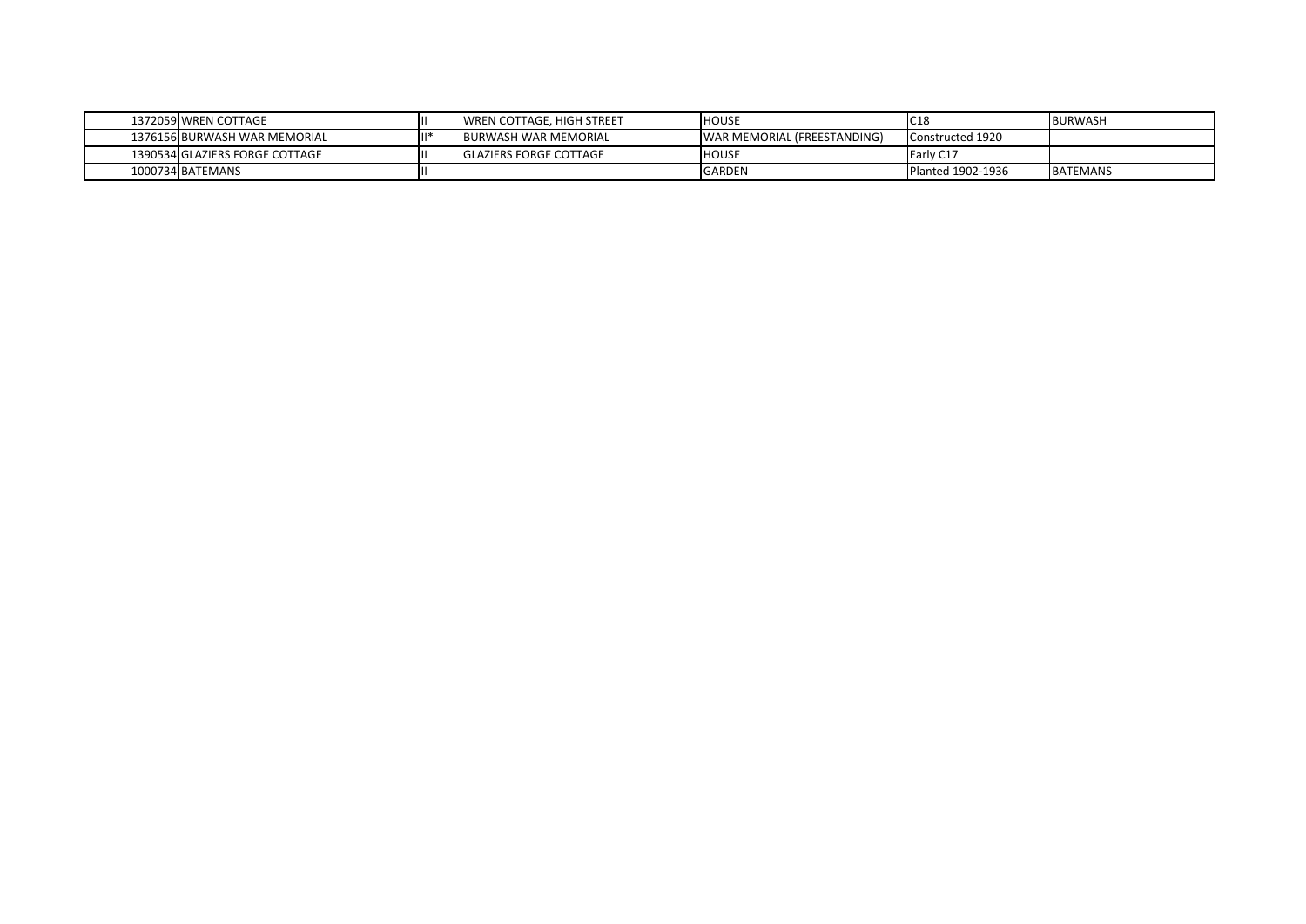| | | | | | | |
|---|---|---|---|---|---|---|
| 1372059 | WREN COTTAGE | II | WREN COTTAGE, HIGH STREET | HOUSE | C18 | BURWASH |
| 1376156 | BURWASH WAR MEMORIAL | II* | BURWASH WAR MEMORIAL | WAR MEMORIAL (FREESTANDING) | Constructed 1920 | |
| 1390534 | GLAZIERS FORGE COTTAGE | II | GLAZIERS FORGE COTTAGE | HOUSE | Early C17 | |
| 1000734 | BATEMANS | II | | GARDEN | Planted 1902-1936 | BATEMANS |